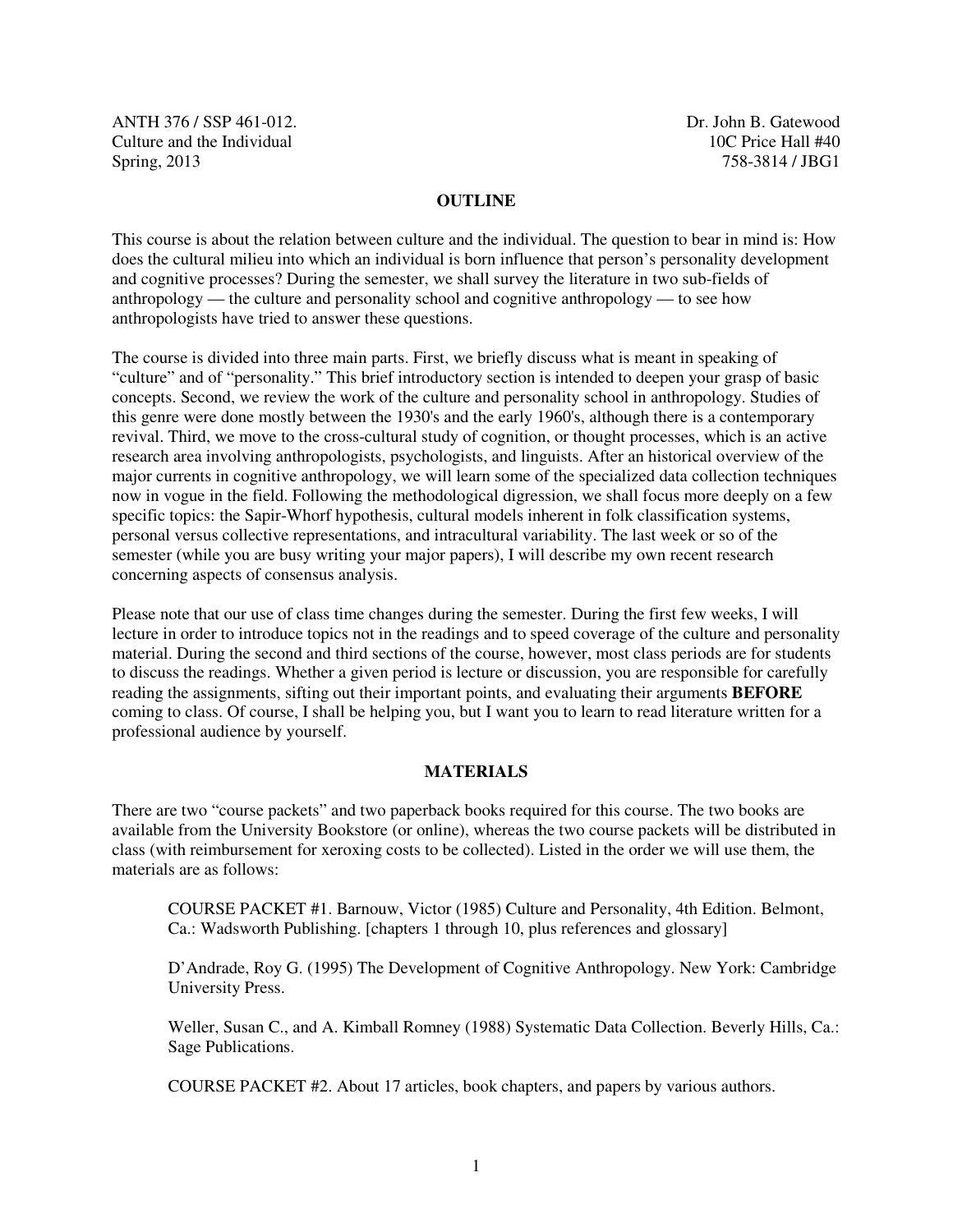ANTH 376 / SSP 461-012.
Culture and the Individual
Spring, 2013

Dr. John B. Gatewood
10C Price Hall #40
758-3814 / JBG1

## OUTLINE

This course is about the relation between culture and the individual. The question to bear in mind is: How does the cultural milieu into which an individual is born influence that person's personality development and cognitive processes? During the semester, we shall survey the literature in two sub-fields of anthropology — the culture and personality school and cognitive anthropology — to see how anthropologists have tried to answer these questions.

The course is divided into three main parts. First, we briefly discuss what is meant in speaking of "culture" and of "personality." This brief introductory section is intended to deepen your grasp of basic concepts. Second, we review the work of the culture and personality school in anthropology. Studies of this genre were done mostly between the 1930's and the early 1960's, although there is a contemporary revival. Third, we move to the cross-cultural study of cognition, or thought processes, which is an active research area involving anthropologists, psychologists, and linguists. After an historical overview of the major currents in cognitive anthropology, we will learn some of the specialized data collection techniques now in vogue in the field. Following the methodological digression, we shall focus more deeply on a few specific topics: the Sapir-Whorf hypothesis, cultural models inherent in folk classification systems, personal versus collective representations, and intracultural variability. The last week or so of the semester (while you are busy writing your major papers), I will describe my own recent research concerning aspects of consensus analysis.

Please note that our use of class time changes during the semester. During the first few weeks, I will lecture in order to introduce topics not in the readings and to speed coverage of the culture and personality material. During the second and third sections of the course, however, most class periods are for students to discuss the readings. Whether a given period is lecture or discussion, you are responsible for carefully reading the assignments, sifting out their important points, and evaluating their arguments **BEFORE** coming to class. Of course, I shall be helping you, but I want you to learn to read literature written for a professional audience by yourself.

## MATERIALS

There are two "course packets" and two paperback books required for this course. The two books are available from the University Bookstore (or online), whereas the two course packets will be distributed in class (with reimbursement for xeroxing costs to be collected). Listed in the order we will use them, the materials are as follows:

> COURSE PACKET #1. Barnouw, Victor (1985) Culture and Personality, 4th Edition. Belmont, Ca.: Wadsworth Publishing. [chapters 1 through 10, plus references and glossary]
>
> D'Andrade, Roy G. (1995) The Development of Cognitive Anthropology. New York: Cambridge University Press.
>
> Weller, Susan C., and A. Kimball Romney (1988) Systematic Data Collection. Beverly Hills, Ca.: Sage Publications.
>
> COURSE PACKET #2. About 17 articles, book chapters, and papers by various authors.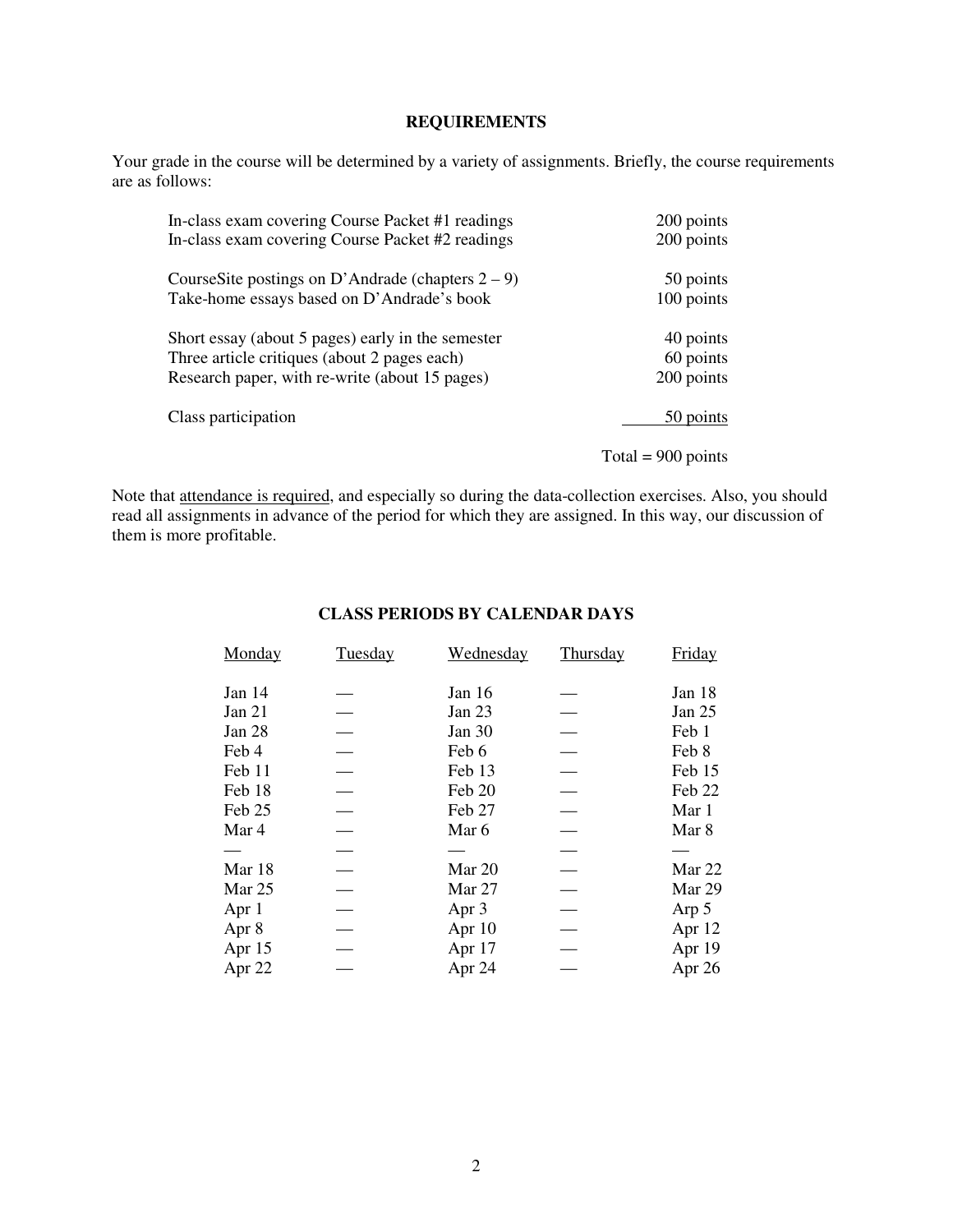## REQUIREMENTS

Your grade in the course will be determined by a variety of assignments. Briefly, the course requirements are as follows:

| Requirement | Points |
|---|---|
| In-class exam covering Course Packet #1 readings | 200 points |
| In-class exam covering Course Packet #2 readings | 200 points |
| CourseSite postings on D'Andrade (chapters 2 – 9) | 50 points |
| Take-home essays based on D'Andrade's book | 100 points |
| Short essay (about 5 pages) early in the semester | 40 points |
| Three article critiques (about 2 pages each) | 60 points |
| Research paper, with re-write (about 15 pages) | 200 points |
| Class participation | 50 points |
| | Total = 900 points |

Note that attendance is required, and especially so during the data-collection exercises. Also, you should read all assignments in advance of the period for which they are assigned. In this way, our discussion of them is more profitable.

## CLASS PERIODS BY CALENDAR DAYS

| Monday | Tuesday | Wednesday | Thursday | Friday |
|---|---|---|---|---|
| Jan 14 | — | Jan 16 | — | Jan 18 |
| Jan 21 | — | Jan 23 | — | Jan 25 |
| Jan 28 | — | Jan 30 | — | Feb 1 |
| Feb 4 | — | Feb 6 | — | Feb 8 |
| Feb 11 | — | Feb 13 | — | Feb 15 |
| Feb 18 | — | Feb 20 | — | Feb 22 |
| Feb 25 | — | Feb 27 | — | Mar 1 |
| Mar 4 | — | Mar 6 | — | Mar 8 |
| — | — | — | — | — |
| Mar 18 | — | Mar 20 | — | Mar 22 |
| Mar 25 | — | Mar 27 | — | Mar 29 |
| Apr 1 | — | Apr 3 | — | Arp 5 |
| Apr 8 | — | Apr 10 | — | Apr 12 |
| Apr 15 | — | Apr 17 | — | Apr 19 |
| Apr 22 | — | Apr 24 | — | Apr 26 |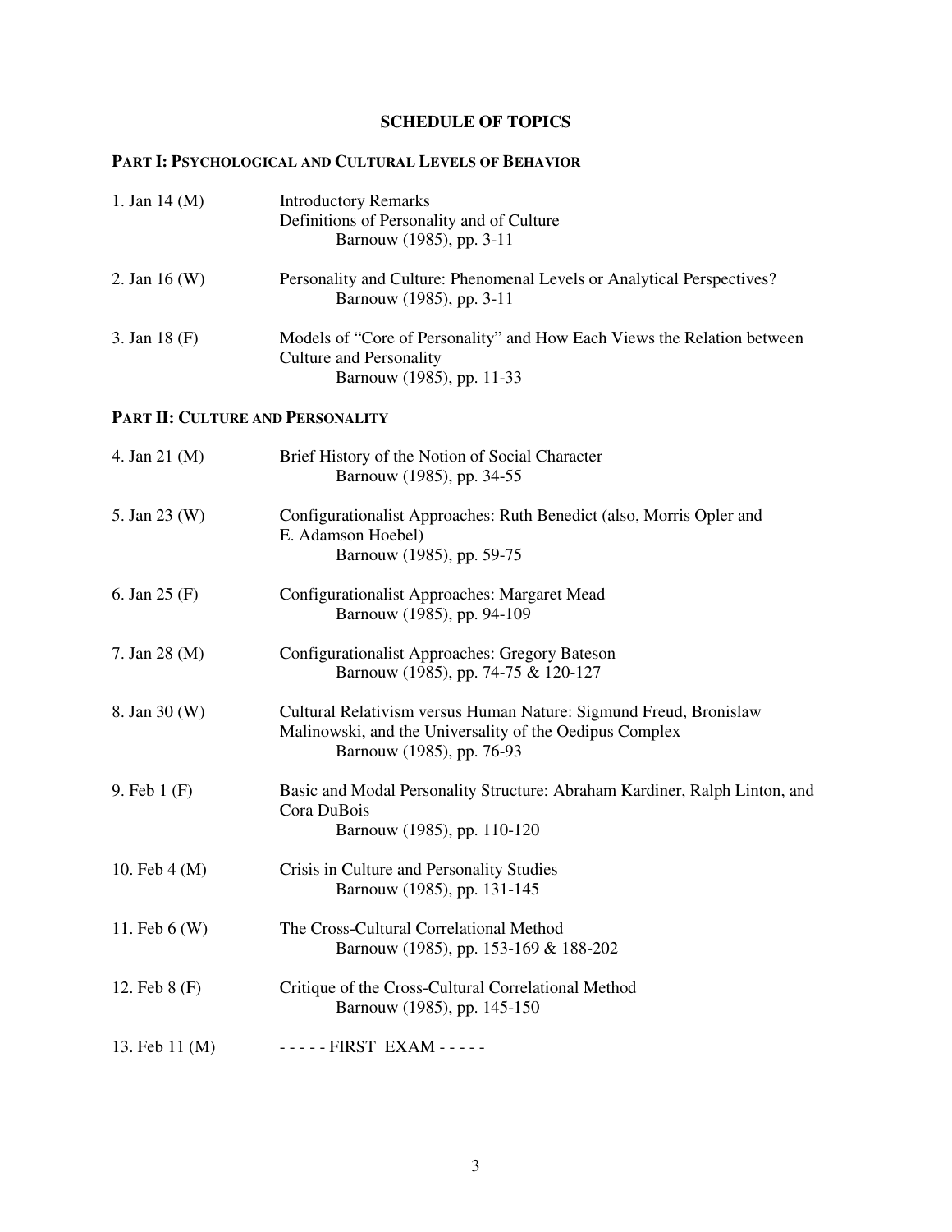## SCHEDULE OF TOPICS

### PART I: PSYCHOLOGICAL AND CULTURAL LEVELS OF BEHAVIOR

| | |
|---|---|
| 1. Jan 14 (M) | Introductory Remarks<br>Definitions of Personality and of Culture<br>Barnouw (1985), pp. 3-11 |
| 2. Jan 16 (W) | Personality and Culture: Phenomenal Levels or Analytical Perspectives?<br>Barnouw (1985), pp. 3-11 |
| 3. Jan 18 (F) | Models of "Core of Personality" and How Each Views the Relation between Culture and Personality<br>Barnouw (1985), pp. 11-33 |

### PART II: CULTURE AND PERSONALITY

| | |
|---|---|
| 4. Jan 21 (M) | Brief History of the Notion of Social Character<br>Barnouw (1985), pp. 34-55 |
| 5. Jan 23 (W) | Configurationalist Approaches: Ruth Benedict (also, Morris Opler and E. Adamson Hoebel)<br>Barnouw (1985), pp. 59-75 |
| 6. Jan 25 (F) | Configurationalist Approaches: Margaret Mead<br>Barnouw (1985), pp. 94-109 |
| 7. Jan 28 (M) | Configurationalist Approaches: Gregory Bateson<br>Barnouw (1985), pp. 74-75 & 120-127 |
| 8. Jan 30 (W) | Cultural Relativism versus Human Nature: Sigmund Freud, Bronislaw Malinowski, and the Universality of the Oedipus Complex<br>Barnouw (1985), pp. 76-93 |
| 9. Feb 1 (F) | Basic and Modal Personality Structure: Abraham Kardiner, Ralph Linton, and Cora DuBois<br>Barnouw (1985), pp. 110-120 |
| 10. Feb 4 (M) | Crisis in Culture and Personality Studies<br>Barnouw (1985), pp. 131-145 |
| 11. Feb 6 (W) | The Cross-Cultural Correlational Method<br>Barnouw (1985), pp. 153-169 & 188-202 |
| 12. Feb 8 (F) | Critique of the Cross-Cultural Correlational Method<br>Barnouw (1985), pp. 145-150 |
| 13. Feb 11 (M) | - - - - - FIRST EXAM - - - - - |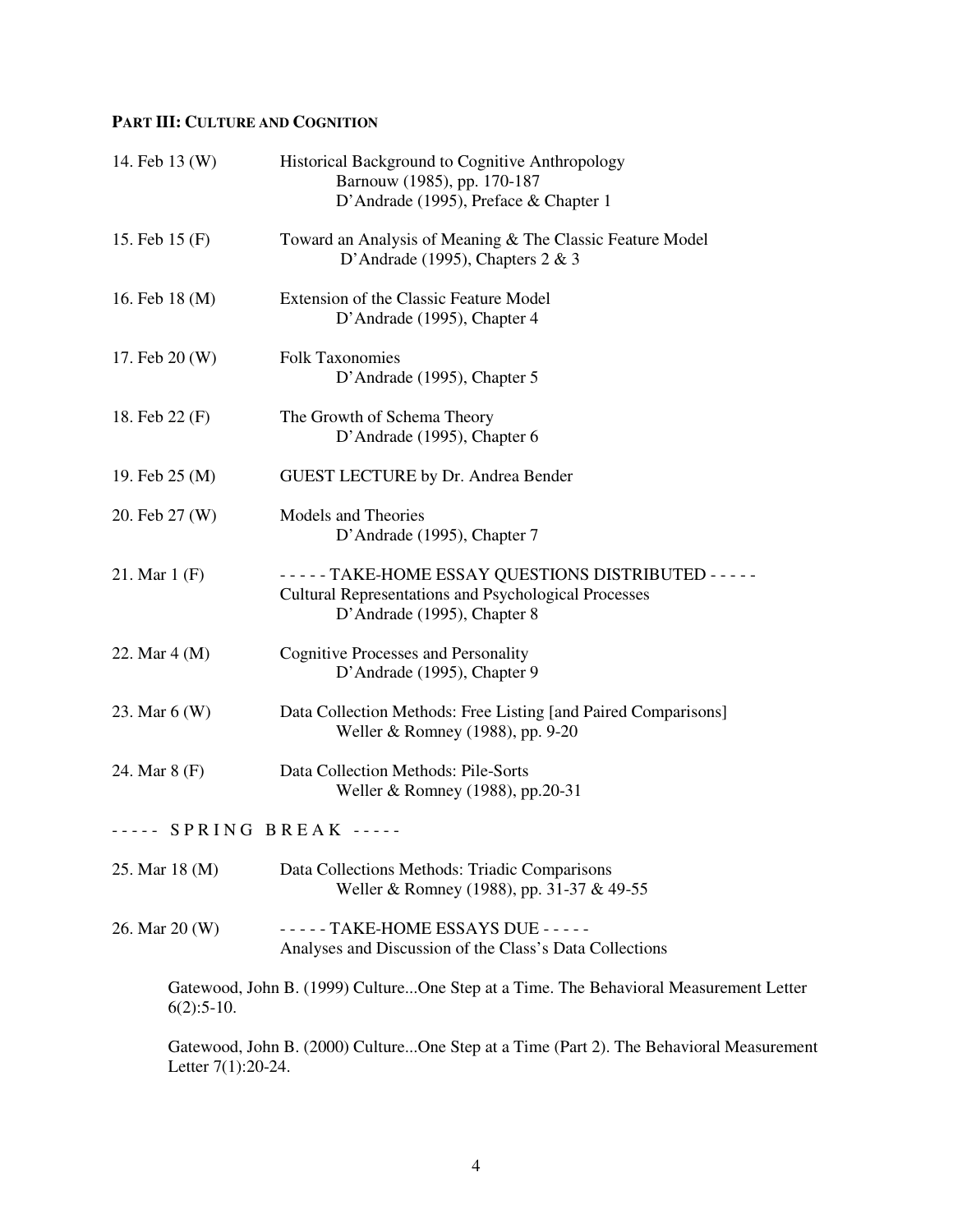**PART III: CULTURE AND COGNITION**

| | |
|---|---|
| 14. Feb 13 (W) | Historical Background to Cognitive Anthropology<br>Barnouw (1985), pp. 170-187<br>D'Andrade (1995), Preface & Chapter 1 |
| 15. Feb 15 (F) | Toward an Analysis of Meaning & The Classic Feature Model<br>D'Andrade (1995), Chapters 2 & 3 |
| 16. Feb 18 (M) | Extension of the Classic Feature Model<br>D'Andrade (1995), Chapter 4 |
| 17. Feb 20 (W) | Folk Taxonomies<br>D'Andrade (1995), Chapter 5 |
| 18. Feb 22 (F) | The Growth of Schema Theory<br>D'Andrade (1995), Chapter 6 |
| 19. Feb 25 (M) | GUEST LECTURE by Dr. Andrea Bender |
| 20. Feb 27 (W) | Models and Theories<br>D'Andrade (1995), Chapter 7 |
| 21. Mar 1 (F) | - - - - - TAKE-HOME ESSAY QUESTIONS DISTRIBUTED - - - - -<br>Cultural Representations and Psychological Processes<br>D'Andrade (1995), Chapter 8 |
| 22. Mar 4 (M) | Cognitive Processes and Personality<br>D'Andrade (1995), Chapter 9 |
| 23. Mar 6 (W) | Data Collection Methods: Free Listing [and Paired Comparisons]<br>Weller & Romney (1988), pp. 9-20 |
| 24. Mar 8 (F) | Data Collection Methods: Pile-Sorts<br>Weller & Romney (1988), pp.20-31 |

- - - - - S P R I N G B R E A K - - - - -

| | |
|---|---|
| 25. Mar 18 (M) | Data Collections Methods: Triadic Comparisons<br>Weller & Romney (1988), pp. 31-37 & 49-55 |
| 26. Mar 20 (W) | - - - - - TAKE-HOME ESSAYS DUE - - - - -<br>Analyses and Discussion of the Class's Data Collections |

Gatewood, John B. (1999) Culture...One Step at a Time. The Behavioral Measurement Letter 6(2):5-10.

Gatewood, John B. (2000) Culture...One Step at a Time (Part 2). The Behavioral Measurement Letter 7(1):20-24.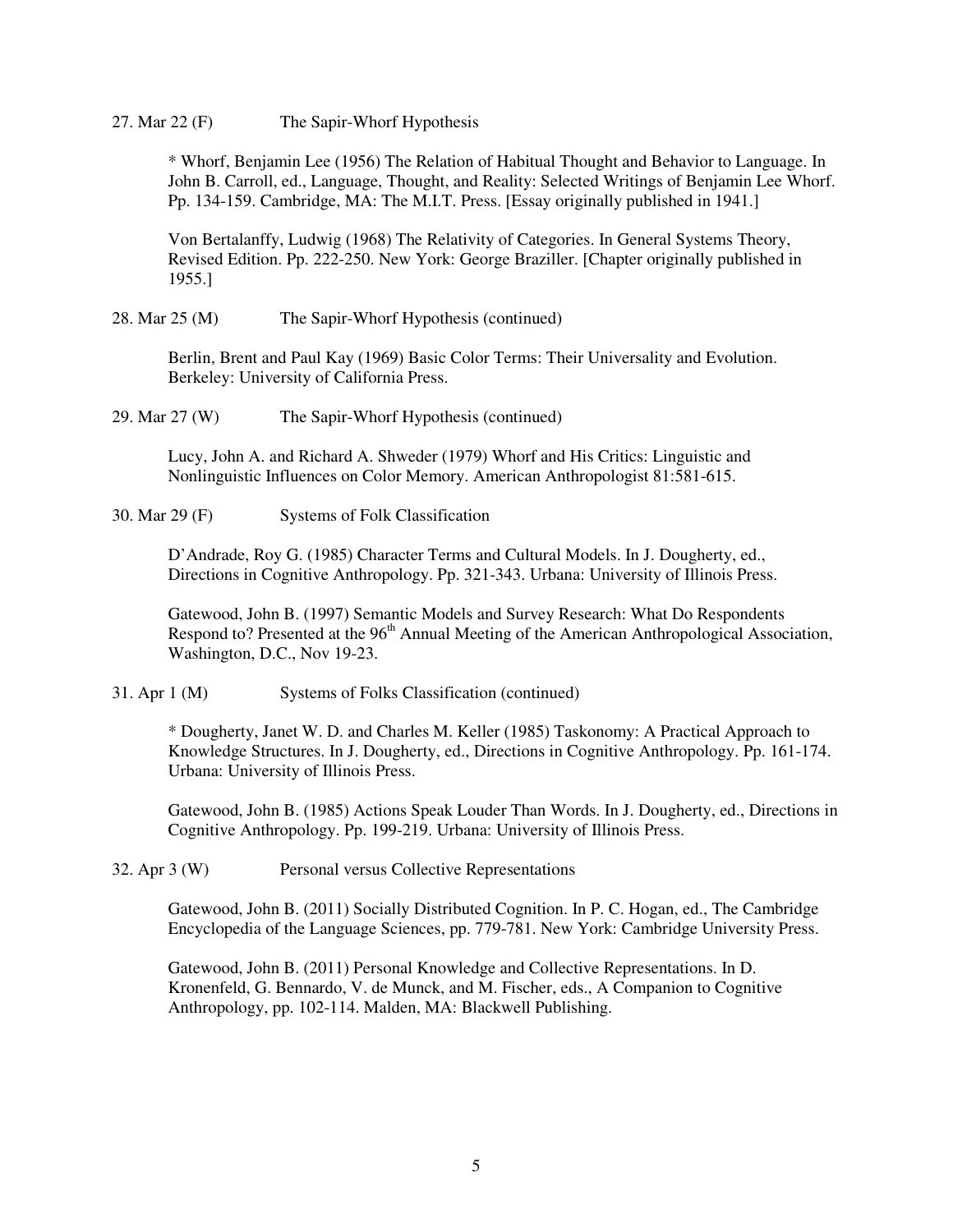27. Mar 22 (F) The Sapir-Whorf Hypothesis

* Whorf, Benjamin Lee (1956) The Relation of Habitual Thought and Behavior to Language. In John B. Carroll, ed., Language, Thought, and Reality: Selected Writings of Benjamin Lee Whorf. Pp. 134-159. Cambridge, MA: The M.I.T. Press. [Essay originally published in 1941.]

Von Bertalanffy, Ludwig (1968) The Relativity of Categories. In General Systems Theory, Revised Edition. Pp. 222-250. New York: George Braziller. [Chapter originally published in 1955.]

28. Mar 25 (M) The Sapir-Whorf Hypothesis (continued)

Berlin, Brent and Paul Kay (1969) Basic Color Terms: Their Universality and Evolution. Berkeley: University of California Press.

29. Mar 27 (W) The Sapir-Whorf Hypothesis (continued)

Lucy, John A. and Richard A. Shweder (1979) Whorf and His Critics: Linguistic and Nonlinguistic Influences on Color Memory. American Anthropologist 81:581-615.

30. Mar 29 (F) Systems of Folk Classification

D'Andrade, Roy G. (1985) Character Terms and Cultural Models. In J. Dougherty, ed., Directions in Cognitive Anthropology. Pp. 321-343. Urbana: University of Illinois Press.

Gatewood, John B. (1997) Semantic Models and Survey Research: What Do Respondents Respond to? Presented at the 96th Annual Meeting of the American Anthropological Association, Washington, D.C., Nov 19-23.

31. Apr 1 (M) Systems of Folks Classification (continued)

* Dougherty, Janet W. D. and Charles M. Keller (1985) Taskonomy: A Practical Approach to Knowledge Structures. In J. Dougherty, ed., Directions in Cognitive Anthropology. Pp. 161-174. Urbana: University of Illinois Press.

Gatewood, John B. (1985) Actions Speak Louder Than Words. In J. Dougherty, ed., Directions in Cognitive Anthropology. Pp. 199-219. Urbana: University of Illinois Press.

32. Apr 3 (W) Personal versus Collective Representations

Gatewood, John B. (2011) Socially Distributed Cognition. In P. C. Hogan, ed., The Cambridge Encyclopedia of the Language Sciences, pp. 779-781. New York: Cambridge University Press.

Gatewood, John B. (2011) Personal Knowledge and Collective Representations. In D. Kronenfeld, G. Bennardo, V. de Munck, and M. Fischer, eds., A Companion to Cognitive Anthropology, pp. 102-114. Malden, MA: Blackwell Publishing.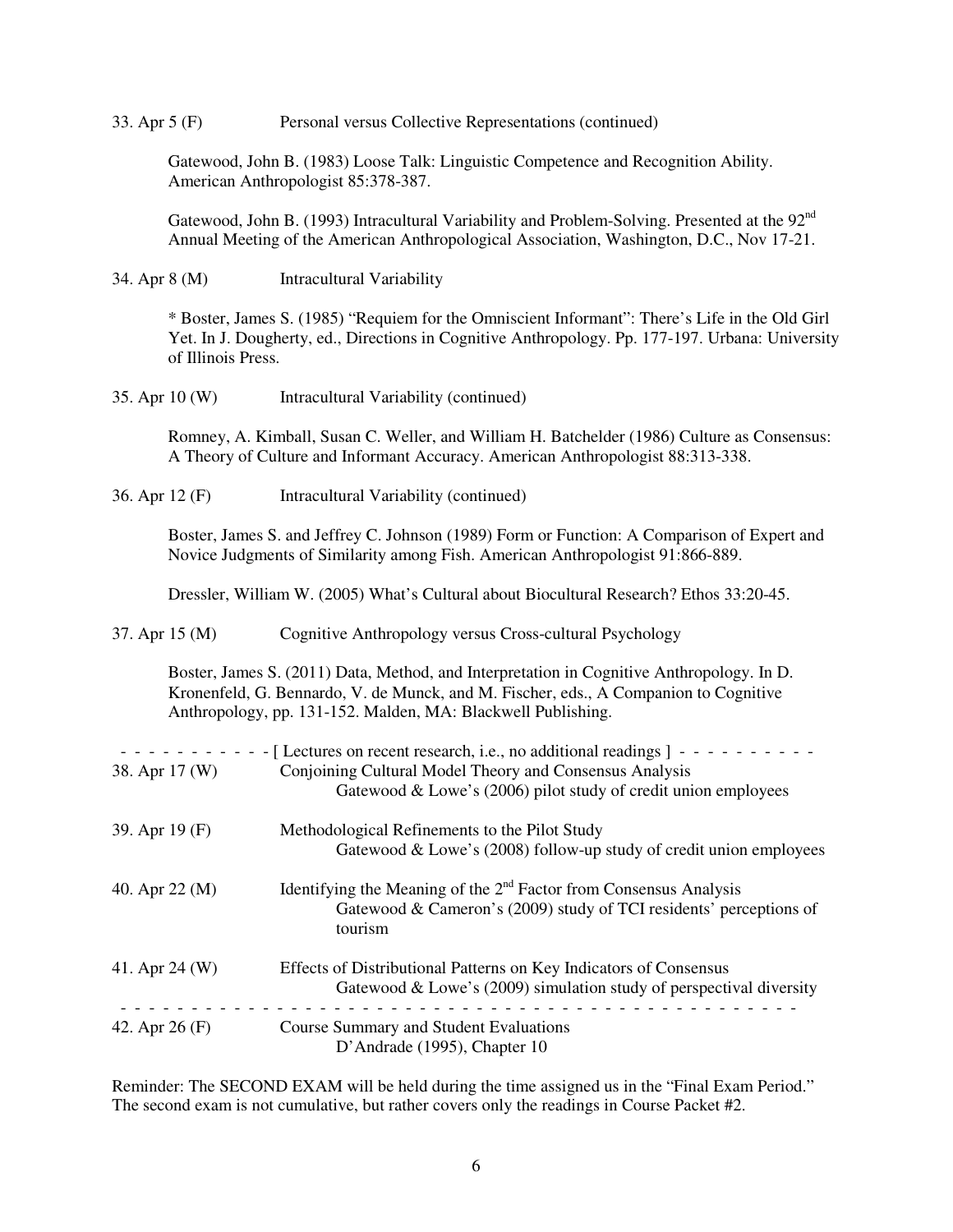33. Apr 5 (F) Personal versus Collective Representations (continued)

Gatewood, John B. (1983) Loose Talk: Linguistic Competence and Recognition Ability. American Anthropologist 85:378-387.

Gatewood, John B. (1993) Intracultural Variability and Problem-Solving. Presented at the 92nd Annual Meeting of the American Anthropological Association, Washington, D.C., Nov 17-21.

34. Apr 8 (M) Intracultural Variability

* Boster, James S. (1985) "Requiem for the Omniscient Informant": There's Life in the Old Girl Yet. In J. Dougherty, ed., Directions in Cognitive Anthropology. Pp. 177-197. Urbana: University of Illinois Press.

35. Apr 10 (W) Intracultural Variability (continued)

Romney, A. Kimball, Susan C. Weller, and William H. Batchelder (1986) Culture as Consensus: A Theory of Culture and Informant Accuracy. American Anthropologist 88:313-338.

36. Apr 12 (F) Intracultural Variability (continued)

Boster, James S. and Jeffrey C. Johnson (1989) Form or Function: A Comparison of Expert and Novice Judgments of Similarity among Fish. American Anthropologist 91:866-889.

Dressler, William W. (2005) What's Cultural about Biocultural Research? Ethos 33:20-45.

37. Apr 15 (M) Cognitive Anthropology versus Cross-cultural Psychology

Boster, James S. (2011) Data, Method, and Interpretation in Cognitive Anthropology. In D. Kronenfeld, G. Bennardo, V. de Munck, and M. Fischer, eds., A Companion to Cognitive Anthropology, pp. 131-152. Malden, MA: Blackwell Publishing.

- - - - - - - - - - - [ Lectures on recent research, i.e., no additional readings ] - - - - - - - - - -

38. Apr 17 (W) Conjoining Cultural Model Theory and Consensus Analysis
  Gatewood & Lowe's (2006) pilot study of credit union employees

39. Apr 19 (F) Methodological Refinements to the Pilot Study
  Gatewood & Lowe's (2008) follow-up study of credit union employees

40. Apr 22 (M) Identifying the Meaning of the 2nd Factor from Consensus Analysis
  Gatewood & Cameron's (2009) study of TCI residents' perceptions of tourism

41. Apr 24 (W) Effects of Distributional Patterns on Key Indicators of Consensus
  Gatewood & Lowe's (2009) simulation study of perspectival diversity

- - - - - - - - - - - - - - - - - - - - - - - - - - - - - - - - - - - - - - - - - - - - - - - - -

42. Apr 26 (F) Course Summary and Student Evaluations
  D'Andrade (1995), Chapter 10

Reminder: The SECOND EXAM will be held during the time assigned us in the "Final Exam Period." The second exam is not cumulative, but rather covers only the readings in Course Packet #2.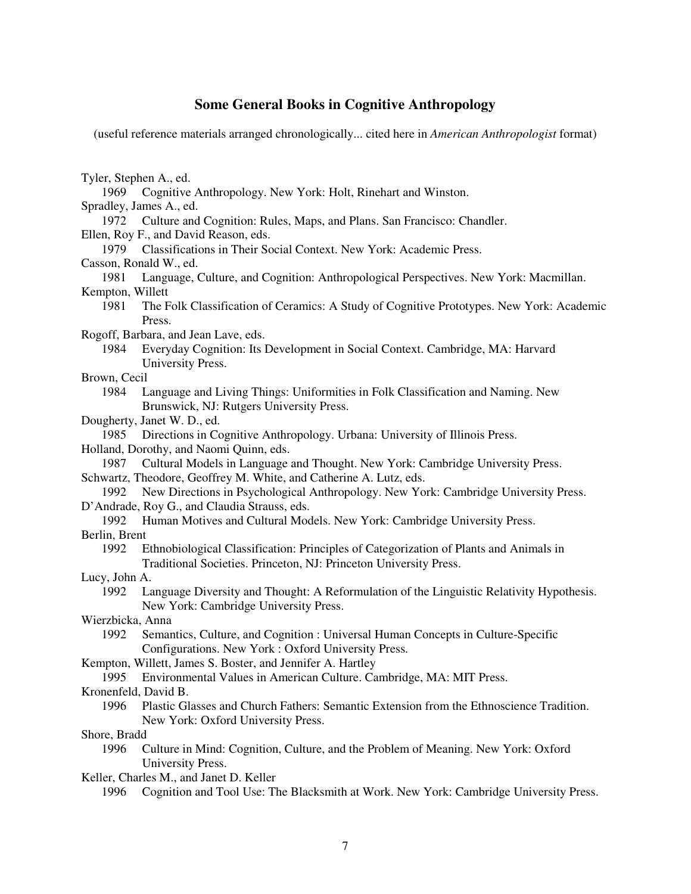## Some General Books in Cognitive Anthropology

(useful reference materials arranged chronologically... cited here in *American Anthropologist* format)

Tyler, Stephen A., ed.
1969 Cognitive Anthropology. New York: Holt, Rinehart and Winston.

Spradley, James A., ed.
1972 Culture and Cognition: Rules, Maps, and Plans. San Francisco: Chandler.

Ellen, Roy F., and David Reason, eds.
1979 Classifications in Their Social Context. New York: Academic Press.

Casson, Ronald W., ed.
1981 Language, Culture, and Cognition: Anthropological Perspectives. New York: Macmillan.

Kempton, Willett
1981 The Folk Classification of Ceramics: A Study of Cognitive Prototypes. New York: Academic Press.

Rogoff, Barbara, and Jean Lave, eds.
1984 Everyday Cognition: Its Development in Social Context. Cambridge, MA: Harvard University Press.

Brown, Cecil
1984 Language and Living Things: Uniformities in Folk Classification and Naming. New Brunswick, NJ: Rutgers University Press.

Dougherty, Janet W. D., ed.
1985 Directions in Cognitive Anthropology. Urbana: University of Illinois Press.

Holland, Dorothy, and Naomi Quinn, eds.
1987 Cultural Models in Language and Thought. New York: Cambridge University Press.

Schwartz, Theodore, Geoffrey M. White, and Catherine A. Lutz, eds.
1992 New Directions in Psychological Anthropology. New York: Cambridge University Press.

D'Andrade, Roy G., and Claudia Strauss, eds.
1992 Human Motives and Cultural Models. New York: Cambridge University Press.

Berlin, Brent
1992 Ethnobiological Classification: Principles of Categorization of Plants and Animals in Traditional Societies. Princeton, NJ: Princeton University Press.

Lucy, John A.
1992 Language Diversity and Thought: A Reformulation of the Linguistic Relativity Hypothesis. New York: Cambridge University Press.

Wierzbicka, Anna
1992 Semantics, Culture, and Cognition : Universal Human Concepts in Culture-Specific Configurations. New York : Oxford University Press.

Kempton, Willett, James S. Boster, and Jennifer A. Hartley
1995 Environmental Values in American Culture. Cambridge, MA: MIT Press.

Kronenfeld, David B.
1996 Plastic Glasses and Church Fathers: Semantic Extension from the Ethnoscience Tradition. New York: Oxford University Press.

Shore, Bradd
1996 Culture in Mind: Cognition, Culture, and the Problem of Meaning. New York: Oxford University Press.

Keller, Charles M., and Janet D. Keller
1996 Cognition and Tool Use: The Blacksmith at Work. New York: Cambridge University Press.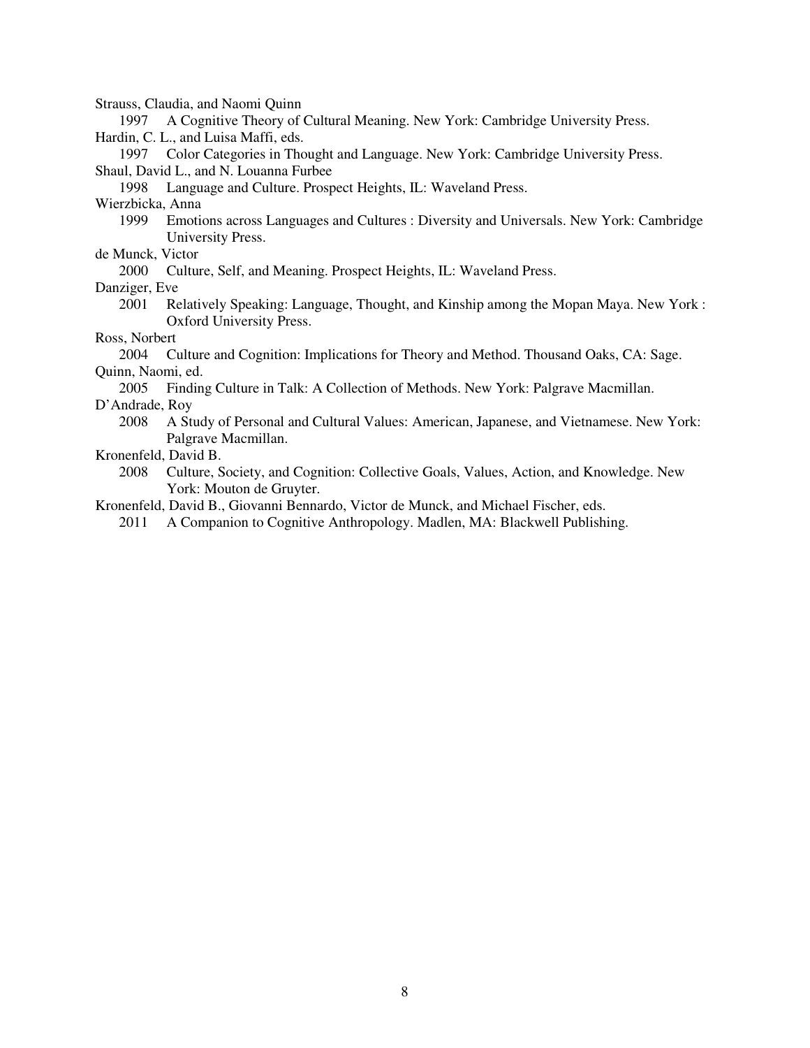Strauss, Claudia, and Naomi Quinn

1997 A Cognitive Theory of Cultural Meaning. New York: Cambridge University Press.

Hardin, C. L., and Luisa Maffi, eds.

1997 Color Categories in Thought and Language. New York: Cambridge University Press.

Shaul, David L., and N. Louanna Furbee

1998 Language and Culture. Prospect Heights, IL: Waveland Press.

Wierzbicka, Anna

1999 Emotions across Languages and Cultures : Diversity and Universals. New York: Cambridge University Press.

de Munck, Victor

2000 Culture, Self, and Meaning. Prospect Heights, IL: Waveland Press.

Danziger, Eve

2001 Relatively Speaking: Language, Thought, and Kinship among the Mopan Maya. New York : Oxford University Press.

Ross, Norbert

2004 Culture and Cognition: Implications for Theory and Method. Thousand Oaks, CA: Sage.

Quinn, Naomi, ed.

2005 Finding Culture in Talk: A Collection of Methods. New York: Palgrave Macmillan.

D'Andrade, Roy

2008 A Study of Personal and Cultural Values: American, Japanese, and Vietnamese. New York: Palgrave Macmillan.

Kronenfeld, David B.

2008 Culture, Society, and Cognition: Collective Goals, Values, Action, and Knowledge. New York: Mouton de Gruyter.

Kronenfeld, David B., Giovanni Bennardo, Victor de Munck, and Michael Fischer, eds.

2011 A Companion to Cognitive Anthropology. Madlen, MA: Blackwell Publishing.